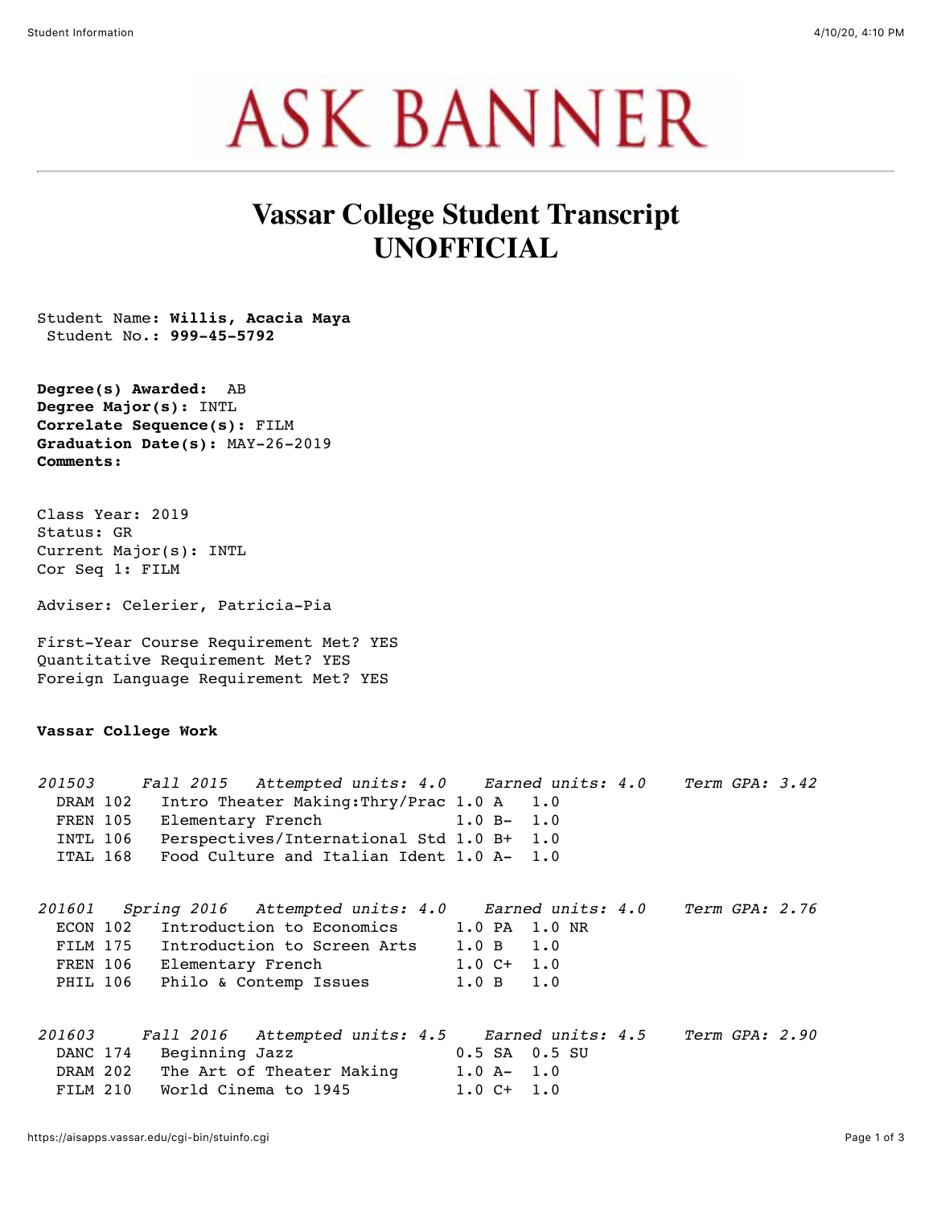# ASK BANNER

## Vassar College Student Transcript
## UNOFFICIAL

Student Name: **Willis, Acacia Maya**
Student No.: **999-45-5792**

**Degree(s) Awarded:** AB
**Degree Major(s):** INTL
**Correlate Sequence(s):** FILM
**Graduation Date(s):** MAY-26-2019
**Comments:**

Class Year: 2019
Status: GR
Current Major(s): INTL
Cor Seq 1: FILM

Adviser: Celerier, Patricia-Pia

First-Year Course Requirement Met? YES
Quantitative Requirement Met? YES
Foreign Language Requirement Met? YES

**Vassar College Work**

*201503 Fall 2015 Attempted units: 4.0 Earned units: 4.0 Term GPA: 3.42*

| Course | Title | Units | Grade | Earned | |
|---|---|---|---|---|---|
| DRAM 102 | Intro Theater Making:Thry/Prac | 1.0 | A | 1.0 | |
| FREN 105 | Elementary French | 1.0 | B- | 1.0 | |
| INTL 106 | Perspectives/International Std | 1.0 | B+ | 1.0 | |
| ITAL 168 | Food Culture and Italian Ident | 1.0 | A- | 1.0 | |

*201601 Spring 2016 Attempted units: 4.0 Earned units: 4.0 Term GPA: 2.76*

| Course | Title | Units | Grade | Earned | |
|---|---|---|---|---|---|
| ECON 102 | Introduction to Economics | 1.0 | PA | 1.0 | NR |
| FILM 175 | Introduction to Screen Arts | 1.0 | B | 1.0 | |
| FREN 106 | Elementary French | 1.0 | C+ | 1.0 | |
| PHIL 106 | Philo & Contemp Issues | 1.0 | B | 1.0 | |

*201603 Fall 2016 Attempted units: 4.5 Earned units: 4.5 Term GPA: 2.90*

| Course | Title | Units | Grade | Earned | |
|---|---|---|---|---|---|
| DANC 174 | Beginning Jazz | 0.5 | SA | 0.5 | SU |
| DRAM 202 | The Art of Theater Making | 1.0 | A- | 1.0 | |
| FILM 210 | World Cinema to 1945 | 1.0 | C+ | 1.0 | |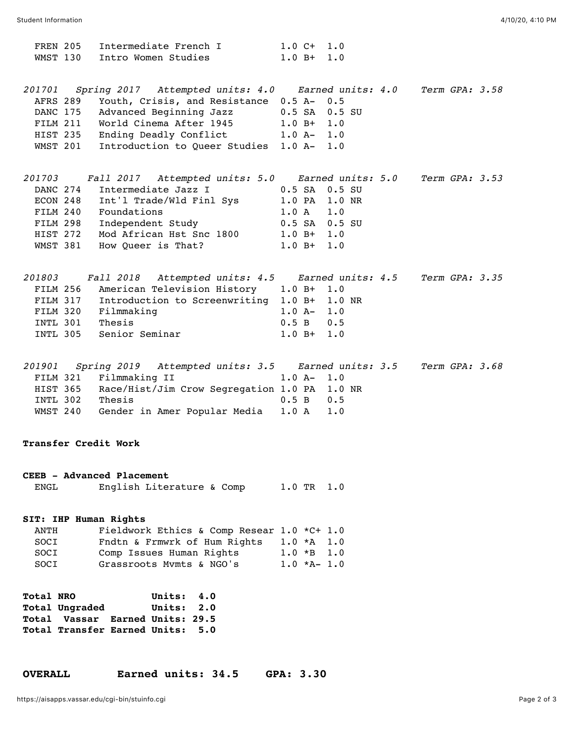| | | | | | |
|---|---|---|---|---|---|
| FREN 205 | Intermediate French I | 1.0 | C+ | 1.0 | |
| WMST 130 | Intro Women Studies | 1.0 | B+ | 1.0 | |

*201701 Spring 2017 Attempted units: 4.0 Earned units: 4.0 Term GPA: 3.58*

| | | | | | |
|---|---|---|---|---|---|
| AFRS 289 | Youth, Crisis, and Resistance | 0.5 | A- | 0.5 | |
| DANC 175 | Advanced Beginning Jazz | 0.5 | SA | 0.5 | SU |
| FILM 211 | World Cinema After 1945 | 1.0 | B+ | 1.0 | |
| HIST 235 | Ending Deadly Conflict | 1.0 | A- | 1.0 | |
| WMST 201 | Introduction to Queer Studies | 1.0 | A- | 1.0 | |

*201703 Fall 2017 Attempted units: 5.0 Earned units: 5.0 Term GPA: 3.53*

| | | | | | |
|---|---|---|---|---|---|
| DANC 274 | Intermediate Jazz I | 0.5 | SA | 0.5 | SU |
| ECON 248 | Int'l Trade/Wld Finl Sys | 1.0 | PA | 1.0 | NR |
| FILM 240 | Foundations | 1.0 | A | 1.0 | |
| FILM 298 | Independent Study | 0.5 | SA | 0.5 | SU |
| HIST 272 | Mod African Hst Snc 1800 | 1.0 | B+ | 1.0 | |
| WMST 381 | How Queer is That? | 1.0 | B+ | 1.0 | |

*201803 Fall 2018 Attempted units: 4.5 Earned units: 4.5 Term GPA: 3.35*

| | | | | | |
|---|---|---|---|---|---|
| FILM 256 | American Television History | 1.0 | B+ | 1.0 | |
| FILM 317 | Introduction to Screenwriting | 1.0 | B+ | 1.0 | NR |
| FILM 320 | Filmmaking | 1.0 | A- | 1.0 | |
| INTL 301 | Thesis | 0.5 | B | 0.5 | |
| INTL 305 | Senior Seminar | 1.0 | B+ | 1.0 | |

*201901 Spring 2019 Attempted units: 3.5 Earned units: 3.5 Term GPA: 3.68*

| | | | | | |
|---|---|---|---|---|---|
| FILM 321 | Filmmaking II | 1.0 | A- | 1.0 | |
| HIST 365 | Race/Hist/Jim Crow Segregation | 1.0 | PA | 1.0 | NR |
| INTL 302 | Thesis | 0.5 | B | 0.5 | |
| WMST 240 | Gender in Amer Popular Media | 1.0 | A | 1.0 | |

**Transfer Credit Work**

**CEEB - Advanced Placement**

| | | | | |
|---|---|---|---|---|
| ENGL | English Literature & Comp | 1.0 | TR | 1.0 |

**SIT: IHP Human Rights**

| | | | | |
|---|---|---|---|---|
| ANTH | Fieldwork Ethics & Comp Resear | 1.0 | *C+ | 1.0 |
| SOCI | Fndtn & Frmwrk of Hum Rights | 1.0 | *A | 1.0 |
| SOCI | Comp Issues Human Rights | 1.0 | *B | 1.0 |
| SOCI | Grassroots Mvmts & NGO's | 1.0 | *A- | 1.0 |

**Total NRO Units: 4.0**
**Total Ungraded Units: 2.0**
**Total Vassar Earned Units: 29.5**
**Total Transfer Earned Units: 5.0**

**OVERALL Earned units: 34.5 GPA: 3.30**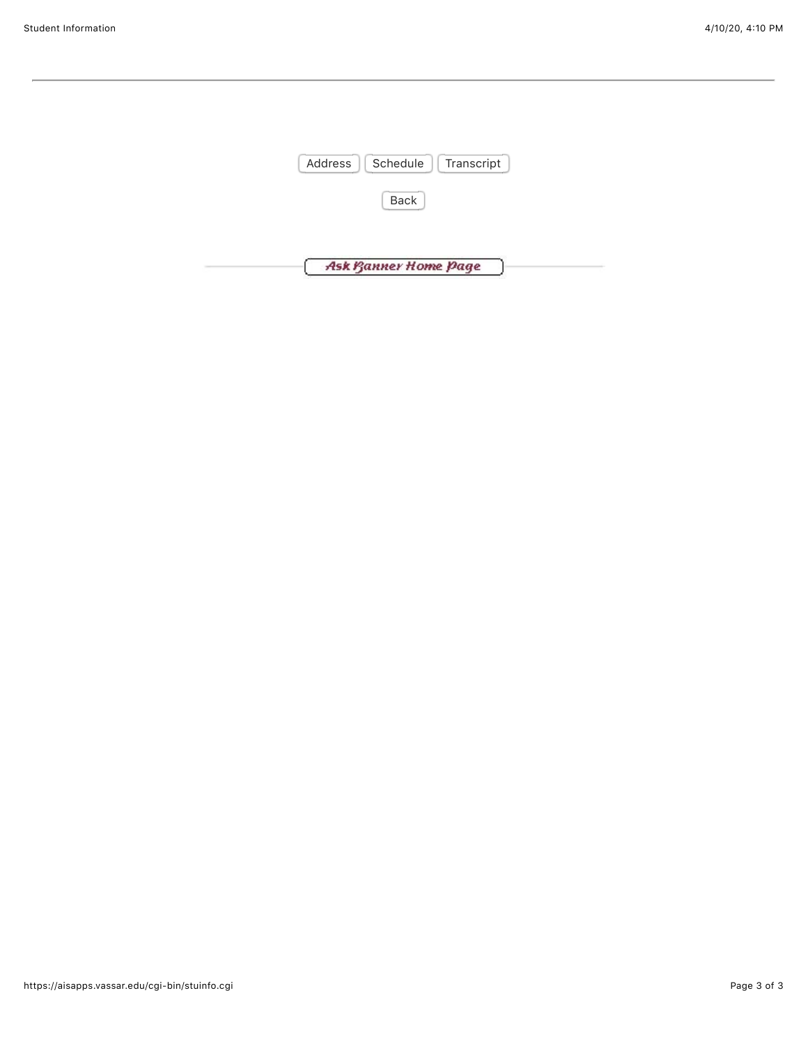---

Address Schedule Transcript

Back

Ask Banner Home Page